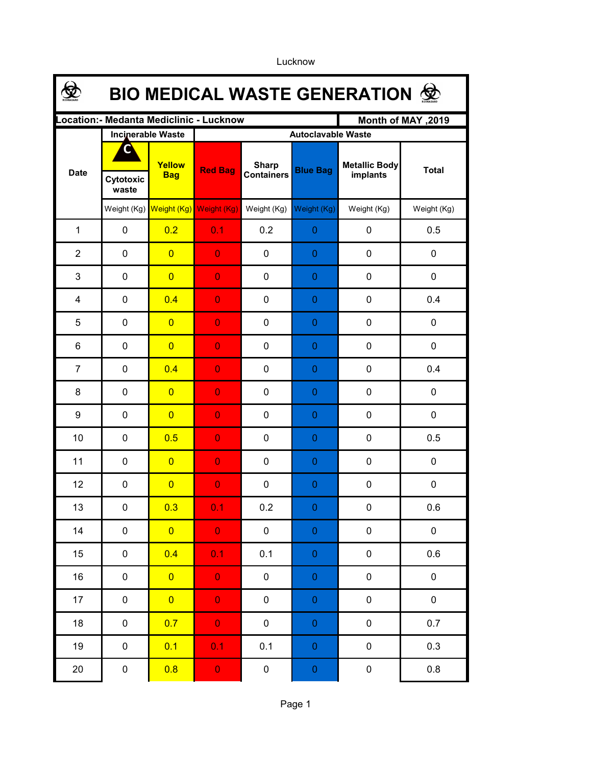Lucknow

# BIO MEDICAL WASTE GENERATION

| Location:- Medanta Mediclinic - Lucknow | | | | | | | Month of MAY ,2019 |
|---|---|---|---|---|---|---|---|
| Date | Incinerable Waste | | Autoclavable Waste | | | | |
| | Cytotoxic waste | Yellow Bag | Red Bag | Sharp Containers | Blue Bag | Metallic Body implants | Total |
| | Weight (Kg) | Weight (Kg) | Weight (Kg) | Weight (Kg) | Weight (Kg) | Weight (Kg) | Weight (Kg) |
| 1 | 0 | 0.2 | 0.1 | 0.2 | 0 | 0 | 0.5 |
| 2 | 0 | 0 | 0 | 0 | 0 | 0 | 0 |
| 3 | 0 | 0 | 0 | 0 | 0 | 0 | 0 |
| 4 | 0 | 0.4 | 0 | 0 | 0 | 0 | 0.4 |
| 5 | 0 | 0 | 0 | 0 | 0 | 0 | 0 |
| 6 | 0 | 0 | 0 | 0 | 0 | 0 | 0 |
| 7 | 0 | 0.4 | 0 | 0 | 0 | 0 | 0.4 |
| 8 | 0 | 0 | 0 | 0 | 0 | 0 | 0 |
| 9 | 0 | 0 | 0 | 0 | 0 | 0 | 0 |
| 10 | 0 | 0.5 | 0 | 0 | 0 | 0 | 0.5 |
| 11 | 0 | 0 | 0 | 0 | 0 | 0 | 0 |
| 12 | 0 | 0 | 0 | 0 | 0 | 0 | 0 |
| 13 | 0 | 0.3 | 0.1 | 0.2 | 0 | 0 | 0.6 |
| 14 | 0 | 0 | 0 | 0 | 0 | 0 | 0 |
| 15 | 0 | 0.4 | 0.1 | 0.1 | 0 | 0 | 0.6 |
| 16 | 0 | 0 | 0 | 0 | 0 | 0 | 0 |
| 17 | 0 | 0 | 0 | 0 | 0 | 0 | 0 |
| 18 | 0 | 0.7 | 0 | 0 | 0 | 0 | 0.7 |
| 19 | 0 | 0.1 | 0.1 | 0.1 | 0 | 0 | 0.3 |
| 20 | 0 | 0.8 | 0 | 0 | 0 | 0 | 0.8 |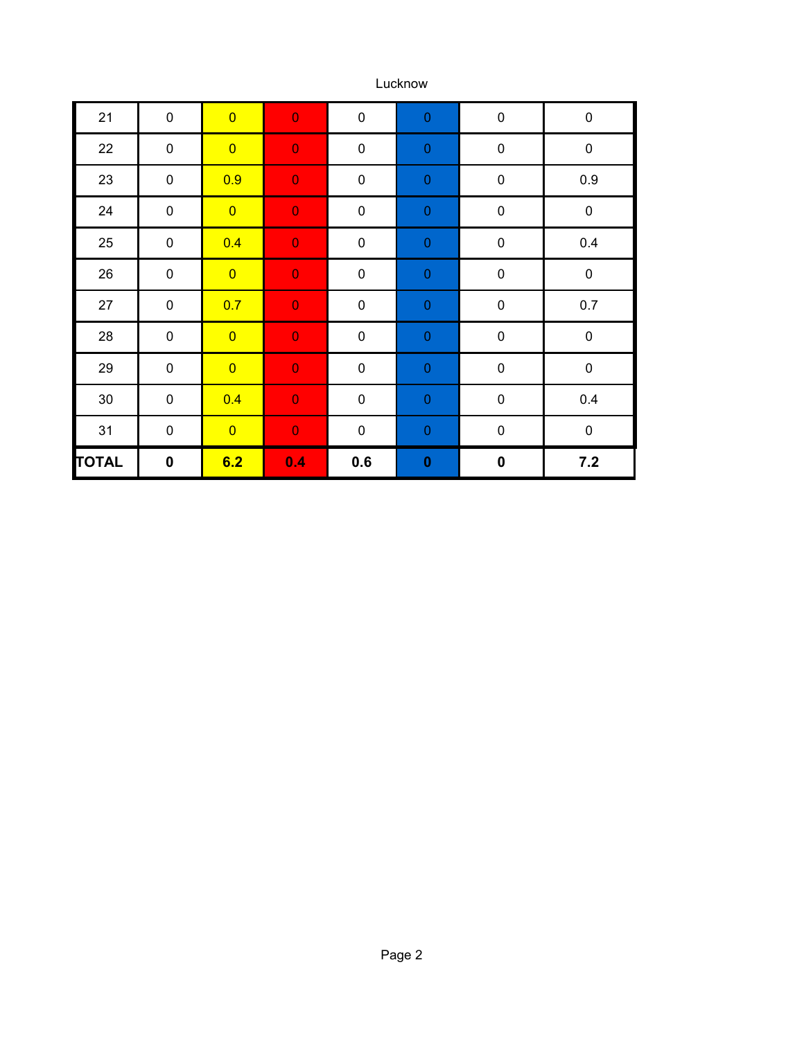Lucknow

| | | | | | | | |
|---|---|---|---|---|---|---|---|
| 21 | 0 | 0 | 0 | 0 | 0 | 0 | 0 |
| 22 | 0 | 0 | 0 | 0 | 0 | 0 | 0 |
| 23 | 0 | 0.9 | 0 | 0 | 0 | 0 | 0.9 |
| 24 | 0 | 0 | 0 | 0 | 0 | 0 | 0 |
| 25 | 0 | 0.4 | 0 | 0 | 0 | 0 | 0.4 |
| 26 | 0 | 0 | 0 | 0 | 0 | 0 | 0 |
| 27 | 0 | 0.7 | 0 | 0 | 0 | 0 | 0.7 |
| 28 | 0 | 0 | 0 | 0 | 0 | 0 | 0 |
| 29 | 0 | 0 | 0 | 0 | 0 | 0 | 0 |
| 30 | 0 | 0.4 | 0 | 0 | 0 | 0 | 0.4 |
| 31 | 0 | 0 | 0 | 0 | 0 | 0 | 0 |
| **TOTAL** | **0** | **6.2** | **0.4** | **0.6** | **0** | **0** | **7.2** |